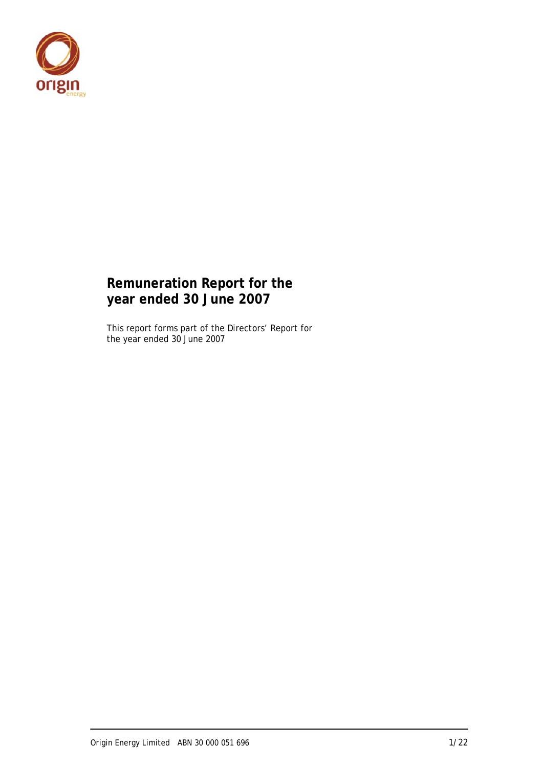# Remuneration Report for the year ended 30 June 2007

This report forms part of the Directors' Report for the year ended 30 June 2007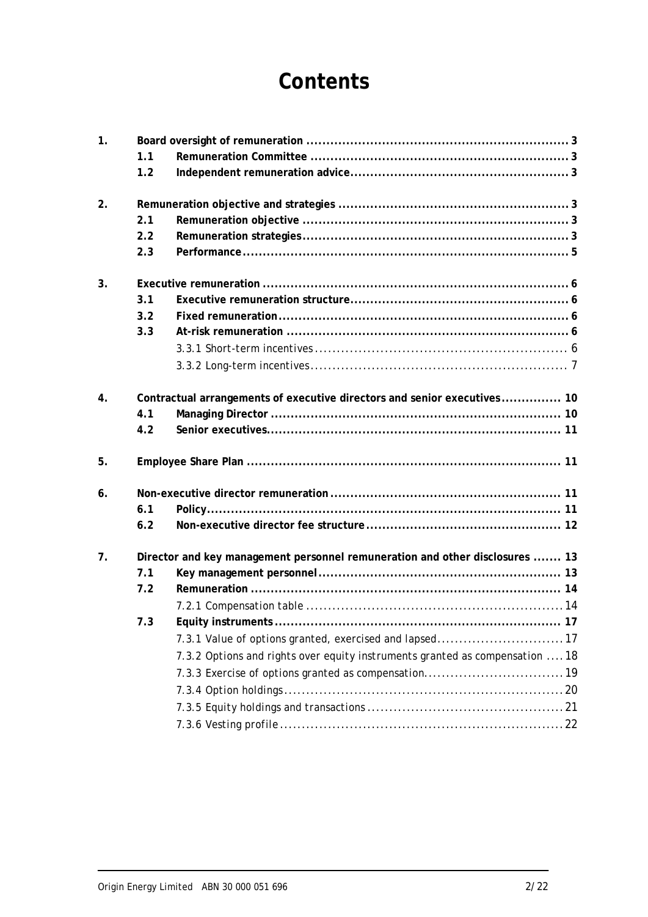# Contents

1. **Board oversight of remuneration** ..... 3
   - **1.1 Remuneration Committee** ..... 3
   - **1.2 Independent remuneration advice** ..... 3
2. **Remuneration objective and strategies** ..... 3
   - **2.1 Remuneration objective** ..... 3
   - **2.2 Remuneration strategies** ..... 3
   - **2.3 Performance** ..... 5
3. **Executive remuneration** ..... 6
   - **3.1 Executive remuneration structure** ..... 6
   - **3.2 Fixed remuneration** ..... 6
   - **3.3 At-risk remuneration** ..... 6
     - 3.3.1 Short-term incentives ..... 6
     - 3.3.2 Long-term incentives ..... 7
4. **Contractual arrangements of executive directors and senior executives** ..... 10
   - **4.1 Managing Director** ..... 10
   - **4.2 Senior executives** ..... 11
5. **Employee Share Plan** ..... 11
6. **Non-executive director remuneration** ..... 11
   - **6.1 Policy** ..... 11
   - **6.2 Non-executive director fee structure** ..... 12
7. **Director and key management personnel remuneration and other disclosures** ..... 13
   - **7.1 Key management personnel** ..... 13
   - **7.2 Remuneration** ..... 14
     - 7.2.1 Compensation table ..... 14
   - **7.3 Equity instruments** ..... 17
     - 7.3.1 Value of options granted, exercised and lapsed ..... 17
     - 7.3.2 Options and rights over equity instruments granted as compensation ..... 18
     - 7.3.3 Exercise of options granted as compensation ..... 19
     - 7.3.4 Option holdings ..... 20
     - 7.3.5 Equity holdings and transactions ..... 21
     - 7.3.6 Vesting profile ..... 22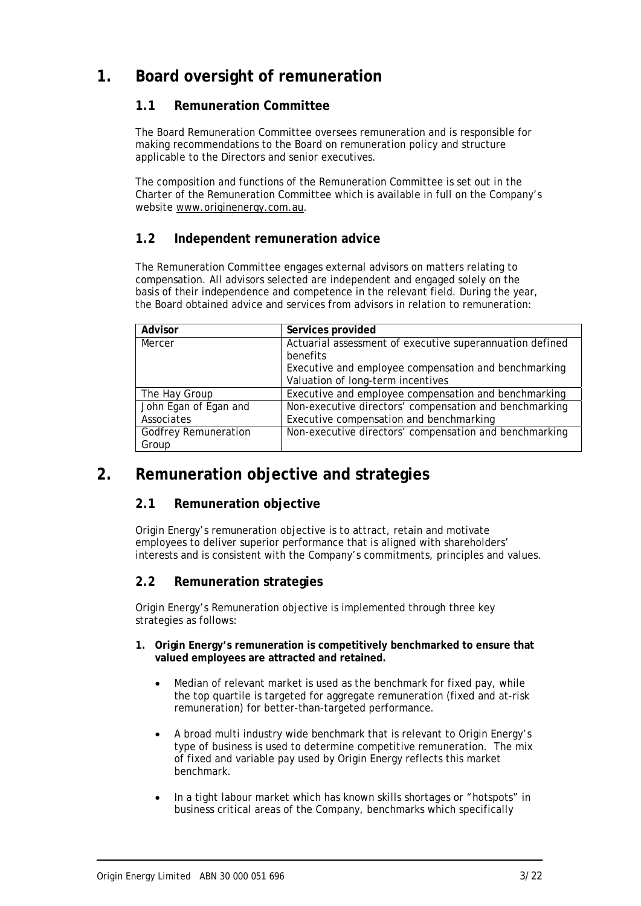# 1. Board oversight of remuneration

## 1.1 Remuneration Committee

The Board Remuneration Committee oversees remuneration and is responsible for making recommendations to the Board on remuneration policy and structure applicable to the Directors and senior executives.

The composition and functions of the Remuneration Committee is set out in the Charter of the Remuneration Committee which is available in full on the Company's website www.originenergy.com.au.

## 1.2 Independent remuneration advice

The Remuneration Committee engages external advisors on matters relating to compensation. All advisors selected are independent and engaged solely on the basis of their independence and competence in the relevant field. During the year, the Board obtained advice and services from advisors in relation to remuneration:

| Advisor | Services provided |
|---|---|
| Mercer | Actuarial assessment of executive superannuation defined benefits<br>Executive and employee compensation and benchmarking<br>Valuation of long-term incentives |
| The Hay Group | Executive and employee compensation and benchmarking |
| John Egan of Egan and Associates | Non-executive directors' compensation and benchmarking<br>Executive compensation and benchmarking |
| Godfrey Remuneration Group | Non-executive directors' compensation and benchmarking |

# 2. Remuneration objective and strategies

## 2.1 Remuneration objective

Origin Energy's remuneration objective is to attract, retain and motivate employees to deliver superior performance that is aligned with shareholders' interests and is consistent with the Company's commitments, principles and values.

## 2.2 Remuneration strategies

Origin Energy's Remuneration objective is implemented through three key strategies as follows:

1. **Origin Energy's remuneration is competitively benchmarked to ensure that valued employees are attracted and retained.**

   - Median of relevant market is used as the benchmark for fixed pay, while the top quartile is targeted for aggregate remuneration (fixed and at-risk remuneration) for better-than-targeted performance.

   - A broad multi industry wide benchmark that is relevant to Origin Energy's type of business is used to determine competitive remuneration. The mix of fixed and variable pay used by Origin Energy reflects this market benchmark.

   - In a tight labour market which has known skills shortages or "hotspots" in business critical areas of the Company, benchmarks which specifically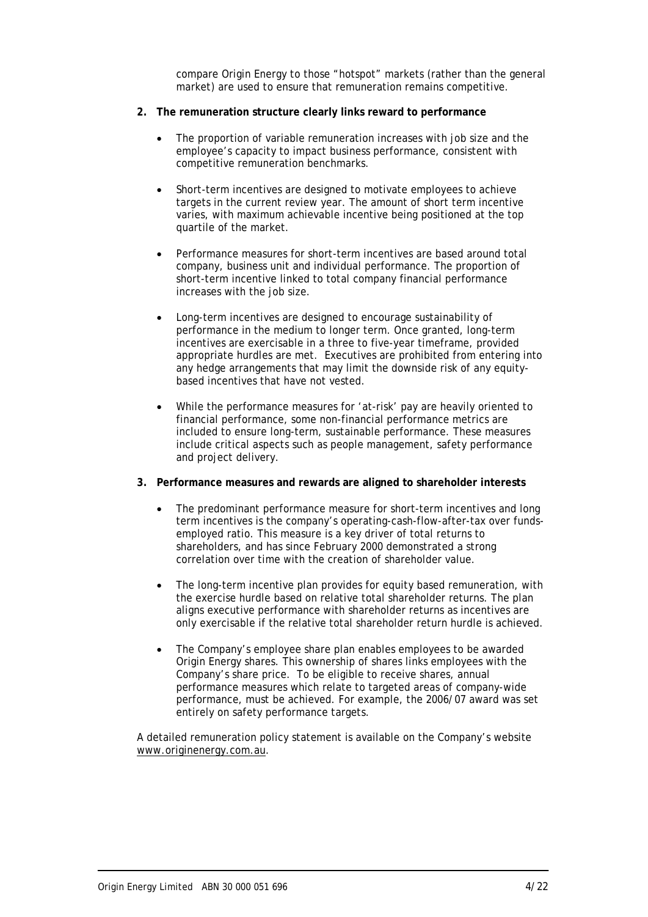compare Origin Energy to those "hotspot" markets (rather than the general market) are used to ensure that remuneration remains competitive.

**2. The remuneration structure clearly links reward to performance**

- The proportion of variable remuneration increases with job size and the employee's capacity to impact business performance, consistent with competitive remuneration benchmarks.
- Short-term incentives are designed to motivate employees to achieve targets in the current review year. The amount of short term incentive varies, with maximum achievable incentive being positioned at the top quartile of the market.
- Performance measures for short-term incentives are based around total company, business unit and individual performance. The proportion of short-term incentive linked to total company financial performance increases with the job size.
- Long-term incentives are designed to encourage sustainability of performance in the medium to longer term. Once granted, long-term incentives are exercisable in a three to five-year timeframe, provided appropriate hurdles are met. Executives are prohibited from entering into any hedge arrangements that may limit the downside risk of any equity-based incentives that have not vested.
- While the performance measures for 'at-risk' pay are heavily oriented to financial performance, some non-financial performance metrics are included to ensure long-term, sustainable performance. These measures include critical aspects such as people management, safety performance and project delivery.

**3. Performance measures and rewards are aligned to shareholder interests**

- The predominant performance measure for short-term incentives and long term incentives is the company's operating-cash-flow-after-tax over funds-employed ratio. This measure is a key driver of total returns to shareholders, and has since February 2000 demonstrated a strong correlation over time with the creation of shareholder value.
- The long-term incentive plan provides for equity based remuneration, with the exercise hurdle based on relative total shareholder returns. The plan aligns executive performance with shareholder returns as incentives are only exercisable if the relative total shareholder return hurdle is achieved.
- The Company's employee share plan enables employees to be awarded Origin Energy shares. This ownership of shares links employees with the Company's share price. To be eligible to receive shares, annual performance measures which relate to targeted areas of company-wide performance, must be achieved. For example, the 2006/07 award was set entirely on safety performance targets.

A detailed remuneration policy statement is available on the Company's website www.originenergy.com.au.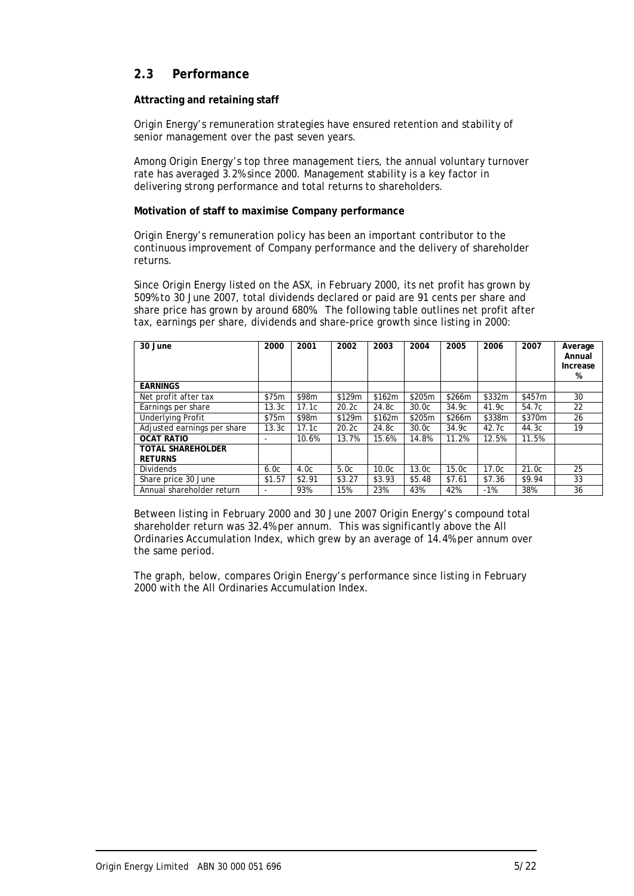## 2.3 Performance

**Attracting and retaining staff**

Origin Energy's remuneration strategies have ensured retention and stability of senior management over the past seven years.

Among Origin Energy's top three management tiers, the annual voluntary turnover rate has averaged 3.2% since 2000. Management stability is a key factor in delivering strong performance and total returns to shareholders.

**Motivation of staff to maximise Company performance**

Origin Energy's remuneration policy has been an important contributor to the continuous improvement of Company performance and the delivery of shareholder returns.

Since Origin Energy listed on the ASX, in February 2000, its net profit has grown by 509% to 30 June 2007, total dividends declared or paid are 91 cents per share and share price has grown by around 680%. The following table outlines net profit after tax, earnings per share, dividends and share-price growth since listing in 2000:

| 30 June | 2000 | 2001 | 2002 | 2003 | 2004 | 2005 | 2006 | 2007 | Average Annual Increase % |
|---|---|---|---|---|---|---|---|---|---|
| **EARNINGS** | | | | | | | | | |
| Net profit after tax | \$75m | \$98m | \$129m | \$162m | \$205m | \$266m | \$332m | \$457m | 30 |
| Earnings per share | 13.3c | 17.1c | 20.2c | 24.8c | 30.0c | 34.9c | 41.9c | 54.7c | 22 |
| Underlying Profit | \$75m | \$98m | \$129m | \$162m | \$205m | \$266m | \$338m | \$370m | 26 |
| Adjusted earnings per share | 13.3c | 17.1c | 20.2c | 24.8c | 30.0c | 34.9c | 42.7c | 44.3c | 19 |
| **OCAT RATIO** | - | 10.6% | 13.7% | 15.6% | 14.8% | 11.2% | 12.5% | 11.5% | |
| **TOTAL SHAREHOLDER RETURNS** | | | | | | | | | |
| Dividends | 6.0c | 4.0c | 5.0c | 10.0c | 13.0c | 15.0c | 17.0c | 21.0c | 25 |
| Share price 30 June | \$1.57 | \$2.91 | \$3.27 | \$3.93 | \$5.48 | \$7.61 | \$7.36 | \$9.94 | 33 |
| Annual shareholder return | - | 93% | 15% | 23% | 43% | 42% | -1% | 38% | 36 |

Between listing in February 2000 and 30 June 2007 Origin Energy's compound total shareholder return was 32.4% per annum. This was significantly above the All Ordinaries Accumulation Index, which grew by an average of 14.4% per annum over the same period.

The graph, below, compares Origin Energy's performance since listing in February 2000 with the All Ordinaries Accumulation Index.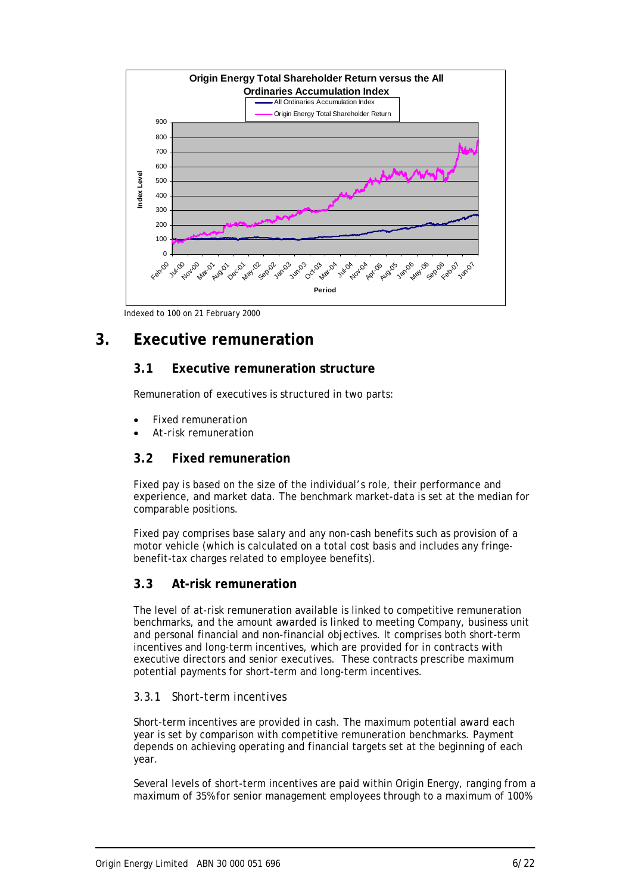**Origin Energy Total Shareholder Return versus the All Ordinaries Accumulation Index**

Indexed to 100 on 21 February 2000

# 3. Executive remuneration

## 3.1 Executive remuneration structure

Remuneration of executives is structured in two parts:

- Fixed remuneration
- At-risk remuneration

## 3.2 Fixed remuneration

Fixed pay is based on the size of the individual's role, their performance and experience, and market data. The benchmark market-data is set at the median for comparable positions.

Fixed pay comprises base salary and any non-cash benefits such as provision of a motor vehicle (which is calculated on a total cost basis and includes any fringe-benefit-tax charges related to employee benefits).

## 3.3 At-risk remuneration

The level of at-risk remuneration available is linked to competitive remuneration benchmarks, and the amount awarded is linked to meeting Company, business unit and personal financial and non-financial objectives. It comprises both short-term incentives and long-term incentives, which are provided for in contracts with executive directors and senior executives. These contracts prescribe maximum potential payments for short-term and long-term incentives.

### 3.3.1 Short-term incentives

Short-term incentives are provided in cash. The maximum potential award each year is set by comparison with competitive remuneration benchmarks. Payment depends on achieving operating and financial targets set at the beginning of each year.

Several levels of short-term incentives are paid within Origin Energy, ranging from a maximum of 35% for senior management employees through to a maximum of 100%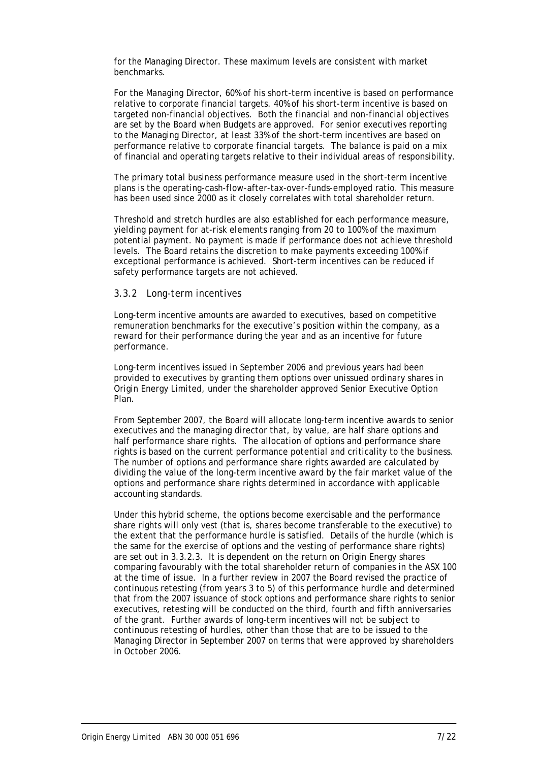for the Managing Director. These maximum levels are consistent with market benchmarks.

For the Managing Director, 60% of his short-term incentive is based on performance relative to corporate financial targets. 40% of his short-term incentive is based on targeted non-financial objectives. Both the financial and non-financial objectives are set by the Board when Budgets are approved. For senior executives reporting to the Managing Director, at least 33% of the short-term incentives are based on performance relative to corporate financial targets. The balance is paid on a mix of financial and operating targets relative to their individual areas of responsibility.

The primary total business performance measure used in the short-term incentive plans is the operating-cash-flow-after-tax-over-funds-employed ratio. This measure has been used since 2000 as it closely correlates with total shareholder return.

Threshold and stretch hurdles are also established for each performance measure, yielding payment for at-risk elements ranging from 20 to 100% of the maximum potential payment. No payment is made if performance does not achieve threshold levels. The Board retains the discretion to make payments exceeding 100% if exceptional performance is achieved. Short-term incentives can be reduced if safety performance targets are not achieved.

### *3.3.2 Long-term incentives*

Long-term incentive amounts are awarded to executives, based on competitive remuneration benchmarks for the executive's position within the company, as a reward for their performance during the year and as an incentive for future performance.

Long-term incentives issued in September 2006 and previous years had been provided to executives by granting them options over unissued ordinary shares in Origin Energy Limited, under the shareholder approved Senior Executive Option Plan.

From September 2007, the Board will allocate long-term incentive awards to senior executives and the managing director that, by value, are half share options and half performance share rights. The allocation of options and performance share rights is based on the current performance potential and criticality to the business. The number of options and performance share rights awarded are calculated by dividing the value of the long-term incentive award by the fair market value of the options and performance share rights determined in accordance with applicable accounting standards.

Under this hybrid scheme, the options become exercisable and the performance share rights will only vest (that is, shares become transferable to the executive) to the extent that the performance hurdle is satisfied. Details of the hurdle (which is the same for the exercise of options and the vesting of performance share rights) are set out in 3.3.2.3. It is dependent on the return on Origin Energy shares comparing favourably with the total shareholder return of companies in the ASX 100 at the time of issue. In a further review in 2007 the Board revised the practice of continuous retesting (from years 3 to 5) of this performance hurdle and determined that from the 2007 issuance of stock options and performance share rights to senior executives, retesting will be conducted on the third, fourth and fifth anniversaries of the grant. Further awards of long-term incentives will not be subject to continuous retesting of hurdles, other than those that are to be issued to the Managing Director in September 2007 on terms that were approved by shareholders in October 2006.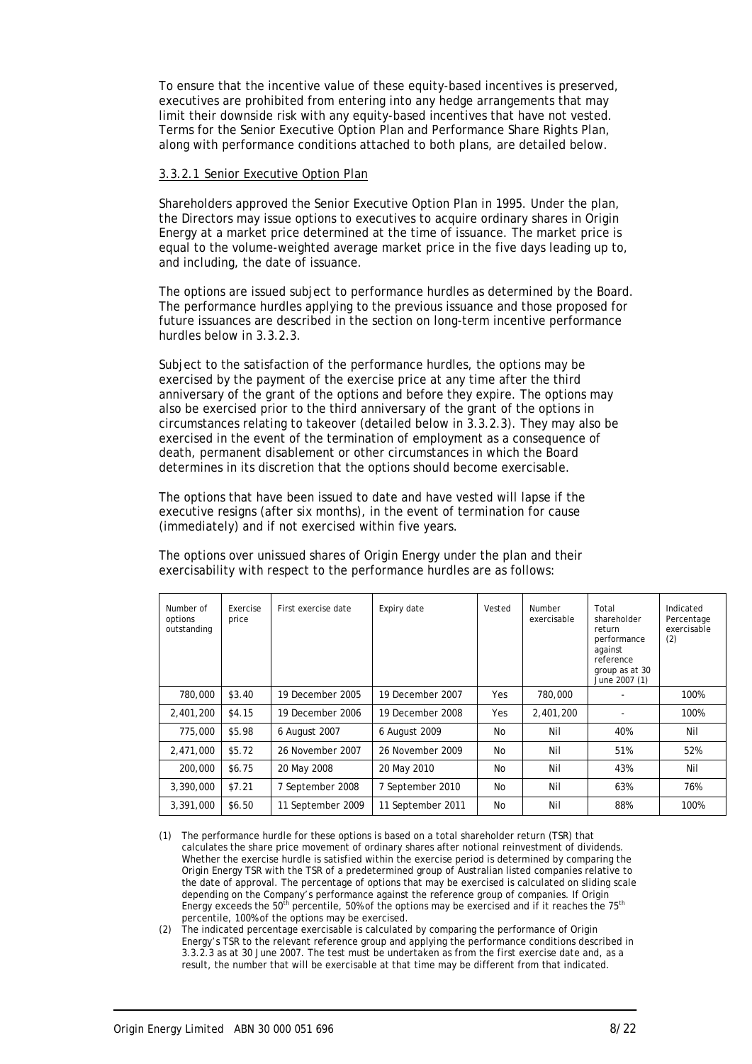To ensure that the incentive value of these equity-based incentives is preserved, executives are prohibited from entering into any hedge arrangements that may limit their downside risk with any equity-based incentives that have not vested. Terms for the Senior Executive Option Plan and Performance Share Rights Plan, along with performance conditions attached to both plans, are detailed below.

### 3.3.2.1 Senior Executive Option Plan

Shareholders approved the Senior Executive Option Plan in 1995. Under the plan, the Directors may issue options to executives to acquire ordinary shares in Origin Energy at a market price determined at the time of issuance. The market price is equal to the volume-weighted average market price in the five days leading up to, and including, the date of issuance.

The options are issued subject to performance hurdles as determined by the Board. The performance hurdles applying to the previous issuance and those proposed for future issuances are described in the section on long-term incentive performance hurdles below in 3.3.2.3.

Subject to the satisfaction of the performance hurdles, the options may be exercised by the payment of the exercise price at any time after the third anniversary of the grant of the options and before they expire. The options may also be exercised prior to the third anniversary of the grant of the options in circumstances relating to takeover (detailed below in 3.3.2.3). They may also be exercised in the event of the termination of employment as a consequence of death, permanent disablement or other circumstances in which the Board determines in its discretion that the options should become exercisable.

The options that have been issued to date and have vested will lapse if the executive resigns (after six months), in the event of termination for cause (immediately) and if not exercised within five years.

The options over unissued shares of Origin Energy under the plan and their exercisability with respect to the performance hurdles are as follows:

| Number of options outstanding | Exercise price | First exercise date | Expiry date | Vested | Number exercisable | Total shareholder return performance against reference group as at 30 June 2007 (1) | Indicated Percentage exercisable (2) |
|---|---|---|---|---|---|---|---|
| 780,000 | $3.40 | 19 December 2005 | 19 December 2007 | Yes | 780,000 | - | 100% |
| 2,401,200 | $4.15 | 19 December 2006 | 19 December 2008 | Yes | 2,401,200 | - | 100% |
| 775,000 | $5.98 | 6 August 2007 | 6 August 2009 | No | Nil | 40% | Nil |
| 2,471,000 | $5.72 | 26 November 2007 | 26 November 2009 | No | Nil | 51% | 52% |
| 200,000 | $6.75 | 20 May 2008 | 20 May 2010 | No | Nil | 43% | Nil |
| 3,390,000 | $7.21 | 7 September 2008 | 7 September 2010 | No | Nil | 63% | 76% |
| 3,391,000 | $6.50 | 11 September 2009 | 11 September 2011 | No | Nil | 88% | 100% |

(1) The performance hurdle for these options is based on a total shareholder return (TSR) that calculates the share price movement of ordinary shares after notional reinvestment of dividends. Whether the exercise hurdle is satisfied within the exercise period is determined by comparing the Origin Energy TSR with the TSR of a predetermined group of Australian listed companies relative to the date of approval. The percentage of options that may be exercised is calculated on sliding scale depending on the Company's performance against the reference group of companies. If Origin Energy exceeds the 50th percentile, 50% of the options may be exercised and if it reaches the 75th percentile, 100% of the options may be exercised.

(2) The indicated percentage exercisable is calculated by comparing the performance of Origin Energy's TSR to the relevant reference group and applying the performance conditions described in 3.3.2.3 as at 30 June 2007. The test must be undertaken as from the first exercise date and, as a result, the number that will be exercisable at that time may be different from that indicated.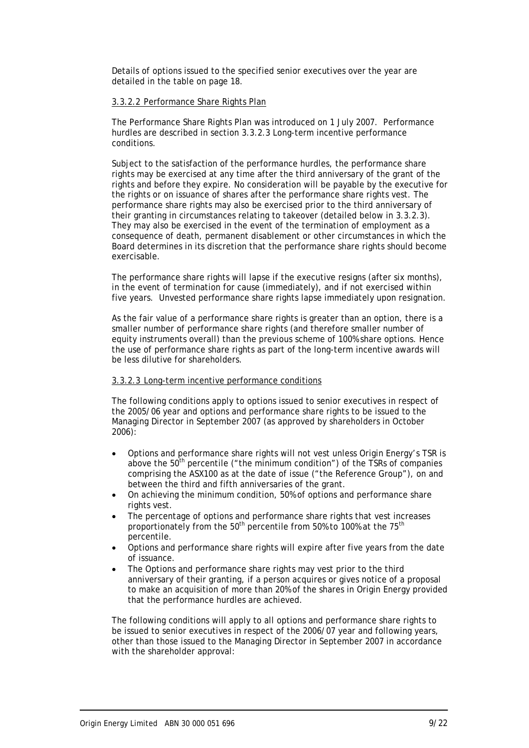Details of options issued to the specified senior executives over the year are detailed in the table on page 18.

#### 3.3.2.2 Performance Share Rights Plan

The Performance Share Rights Plan was introduced on 1 July 2007. Performance hurdles are described in section 3.3.2.3 Long-term incentive performance conditions.

Subject to the satisfaction of the performance hurdles, the performance share rights may be exercised at any time after the third anniversary of the grant of the rights and before they expire. No consideration will be payable by the executive for the rights or on issuance of shares after the performance share rights vest. The performance share rights may also be exercised prior to the third anniversary of their granting in circumstances relating to takeover (detailed below in 3.3.2.3). They may also be exercised in the event of the termination of employment as a consequence of death, permanent disablement or other circumstances in which the Board determines in its discretion that the performance share rights should become exercisable.

The performance share rights will lapse if the executive resigns (after six months), in the event of termination for cause (immediately), and if not exercised within five years. Unvested performance share rights lapse immediately upon resignation.

As the fair value of a performance share rights is greater than an option, there is a smaller number of performance share rights (and therefore smaller number of equity instruments overall) than the previous scheme of 100% share options. Hence the use of performance share rights as part of the long-term incentive awards will be less dilutive for shareholders.

#### 3.3.2.3 Long-term incentive performance conditions

The following conditions apply to options issued to senior executives in respect of the 2005/06 year and options and performance share rights to be issued to the Managing Director in September 2007 (as approved by shareholders in October 2006):

- Options and performance share rights will not vest unless Origin Energy's TSR is above the 50th percentile ("the minimum condition") of the TSRs of companies comprising the ASX100 as at the date of issue ("the Reference Group"), on and between the third and fifth anniversaries of the grant.
- On achieving the minimum condition, 50% of options and performance share rights vest.
- The percentage of options and performance share rights that vest increases proportionately from the 50th percentile from 50% to 100% at the 75th percentile.
- Options and performance share rights will expire after five years from the date of issuance.
- The Options and performance share rights may vest prior to the third anniversary of their granting, if a person acquires or gives notice of a proposal to make an acquisition of more than 20% of the shares in Origin Energy provided that the performance hurdles are achieved.

The following conditions will apply to all options and performance share rights to be issued to senior executives in respect of the 2006/07 year and following years, other than those issued to the Managing Director in September 2007 in accordance with the shareholder approval: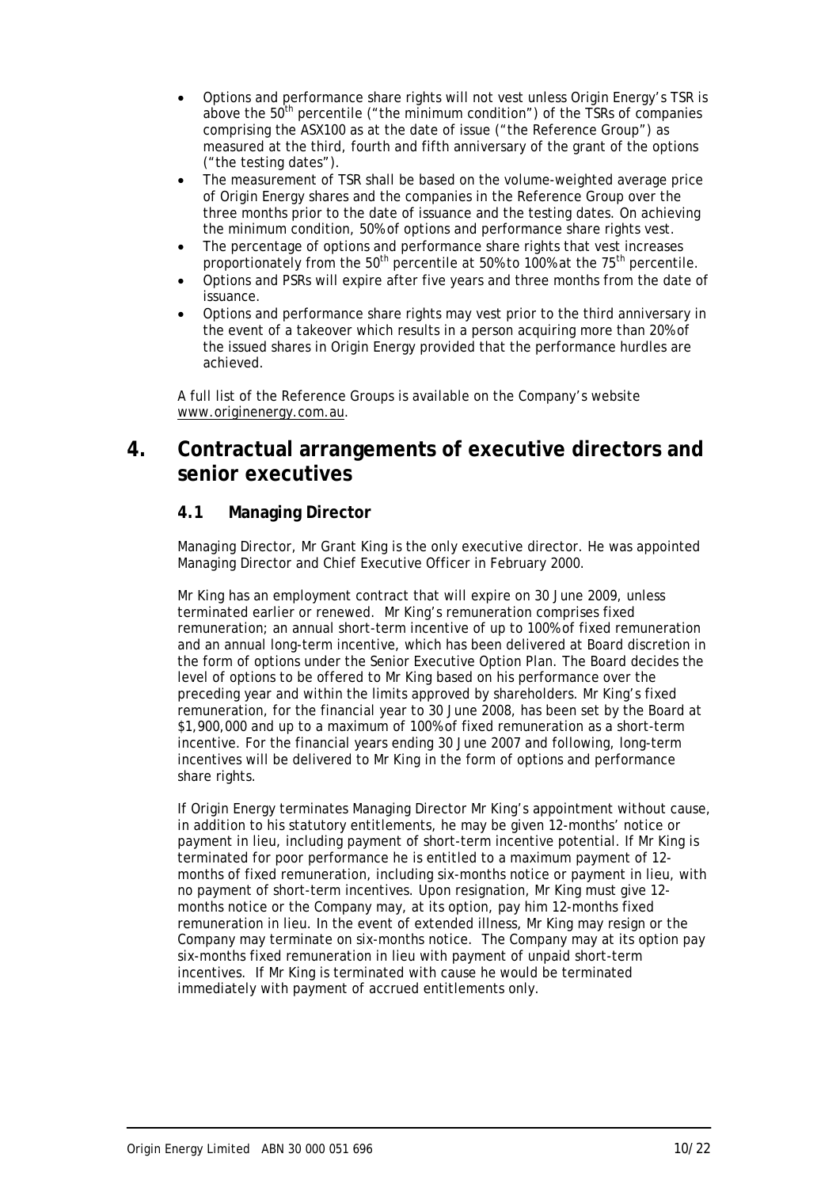- Options and performance share rights will not vest unless Origin Energy's TSR is above the 50th percentile ("the minimum condition") of the TSRs of companies comprising the ASX100 as at the date of issue ("the Reference Group") as measured at the third, fourth and fifth anniversary of the grant of the options ("the testing dates").
- The measurement of TSR shall be based on the volume-weighted average price of Origin Energy shares and the companies in the Reference Group over the three months prior to the date of issuance and the testing dates. On achieving the minimum condition, 50% of options and performance share rights vest.
- The percentage of options and performance share rights that vest increases proportionately from the 50th percentile at 50% to 100% at the 75th percentile.
- Options and PSRs will expire after five years and three months from the date of issuance.
- Options and performance share rights may vest prior to the third anniversary in the event of a takeover which results in a person acquiring more than 20% of the issued shares in Origin Energy provided that the performance hurdles are achieved.

A full list of the Reference Groups is available on the Company's website www.originenergy.com.au.

# 4. Contractual arrangements of executive directors and senior executives

## 4.1 Managing Director

Managing Director, Mr Grant King is the only executive director. He was appointed Managing Director and Chief Executive Officer in February 2000.

Mr King has an employment contract that will expire on 30 June 2009, unless terminated earlier or renewed. Mr King's remuneration comprises fixed remuneration; an annual short-term incentive of up to 100% of fixed remuneration and an annual long-term incentive, which has been delivered at Board discretion in the form of options under the Senior Executive Option Plan. The Board decides the level of options to be offered to Mr King based on his performance over the preceding year and within the limits approved by shareholders. Mr King's fixed remuneration, for the financial year to 30 June 2008, has been set by the Board at $1,900,000 and up to a maximum of 100% of fixed remuneration as a short-term incentive. For the financial years ending 30 June 2007 and following, long-term incentives will be delivered to Mr King in the form of options and performance share rights.

If Origin Energy terminates Managing Director Mr King's appointment without cause, in addition to his statutory entitlements, he may be given 12-months' notice or payment in lieu, including payment of short-term incentive potential. If Mr King is terminated for poor performance he is entitled to a maximum payment of 12-months of fixed remuneration, including six-months notice or payment in lieu, with no payment of short-term incentives. Upon resignation, Mr King must give 12-months notice or the Company may, at its option, pay him 12-months fixed remuneration in lieu. In the event of extended illness, Mr King may resign or the Company may terminate on six-months notice. The Company may at its option pay six-months fixed remuneration in lieu with payment of unpaid short-term incentives. If Mr King is terminated with cause he would be terminated immediately with payment of accrued entitlements only.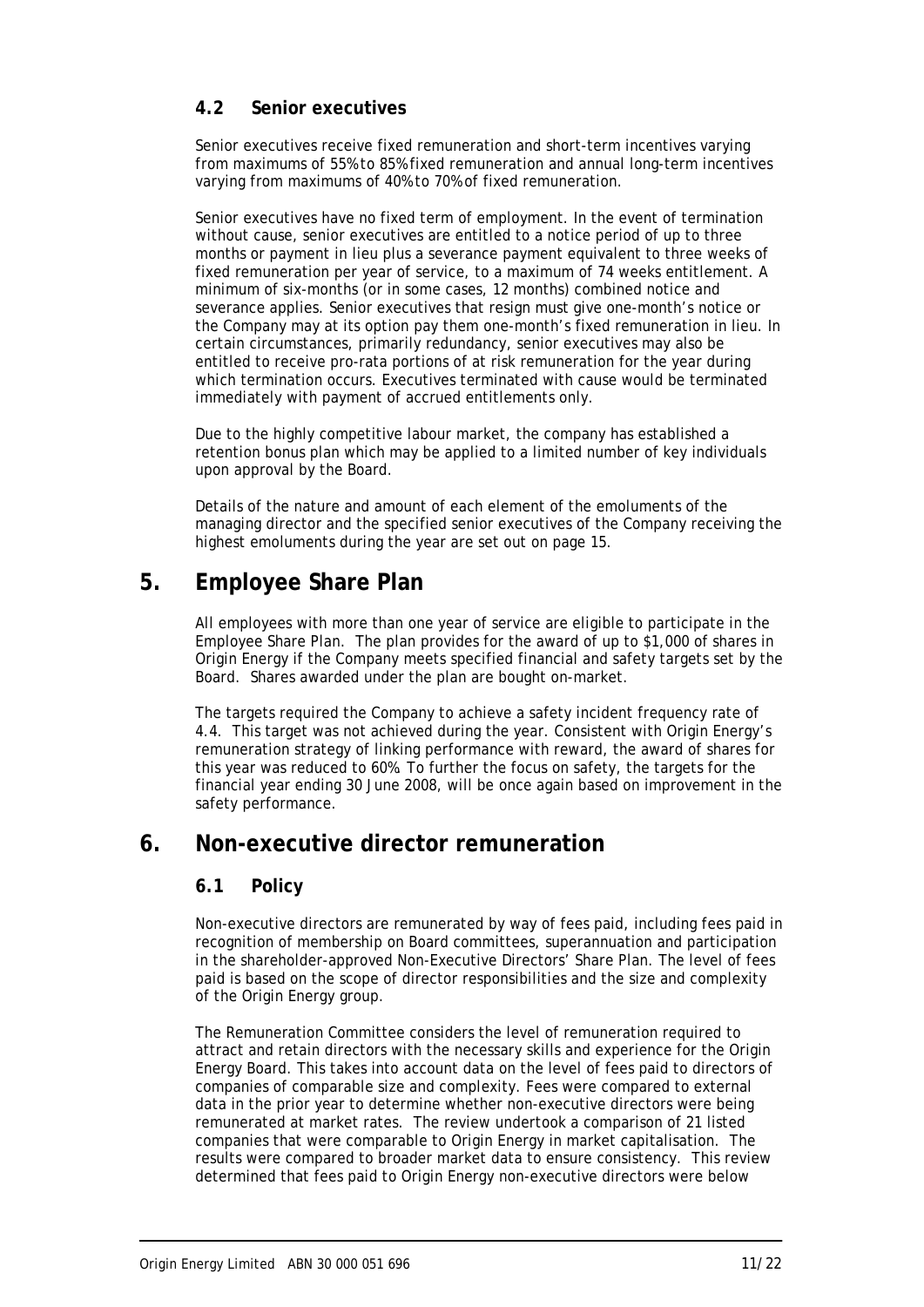### 4.2 Senior executives

Senior executives receive fixed remuneration and short-term incentives varying from maximums of 55% to 85% fixed remuneration and annual long-term incentives varying from maximums of 40% to 70% of fixed remuneration.

Senior executives have no fixed term of employment. In the event of termination without cause, senior executives are entitled to a notice period of up to three months or payment in lieu plus a severance payment equivalent to three weeks of fixed remuneration per year of service, to a maximum of 74 weeks entitlement. A minimum of six-months (or in some cases, 12 months) combined notice and severance applies. Senior executives that resign must give one-month's notice or the Company may at its option pay them one-month's fixed remuneration in lieu. In certain circumstances, primarily redundancy, senior executives may also be entitled to receive pro-rata portions of at risk remuneration for the year during which termination occurs. Executives terminated with cause would be terminated immediately with payment of accrued entitlements only.

Due to the highly competitive labour market, the company has established a retention bonus plan which may be applied to a limited number of key individuals upon approval by the Board.

Details of the nature and amount of each element of the emoluments of the managing director and the specified senior executives of the Company receiving the highest emoluments during the year are set out on page 15.

## 5. Employee Share Plan

All employees with more than one year of service are eligible to participate in the Employee Share Plan. The plan provides for the award of up to $1,000 of shares in Origin Energy if the Company meets specified financial and safety targets set by the Board. Shares awarded under the plan are bought on-market.

The targets required the Company to achieve a safety incident frequency rate of 4.4. This target was not achieved during the year. Consistent with Origin Energy's remuneration strategy of linking performance with reward, the award of shares for this year was reduced to 60%. To further the focus on safety, the targets for the financial year ending 30 June 2008, will be once again based on improvement in the safety performance.

## 6. Non-executive director remuneration

### 6.1 Policy

Non-executive directors are remunerated by way of fees paid, including fees paid in recognition of membership on Board committees, superannuation and participation in the shareholder-approved Non-Executive Directors' Share Plan. The level of fees paid is based on the scope of director responsibilities and the size and complexity of the Origin Energy group.

The Remuneration Committee considers the level of remuneration required to attract and retain directors with the necessary skills and experience for the Origin Energy Board. This takes into account data on the level of fees paid to directors of companies of comparable size and complexity. Fees were compared to external data in the prior year to determine whether non-executive directors were being remunerated at market rates. The review undertook a comparison of 21 listed companies that were comparable to Origin Energy in market capitalisation. The results were compared to broader market data to ensure consistency. This review determined that fees paid to Origin Energy non-executive directors were below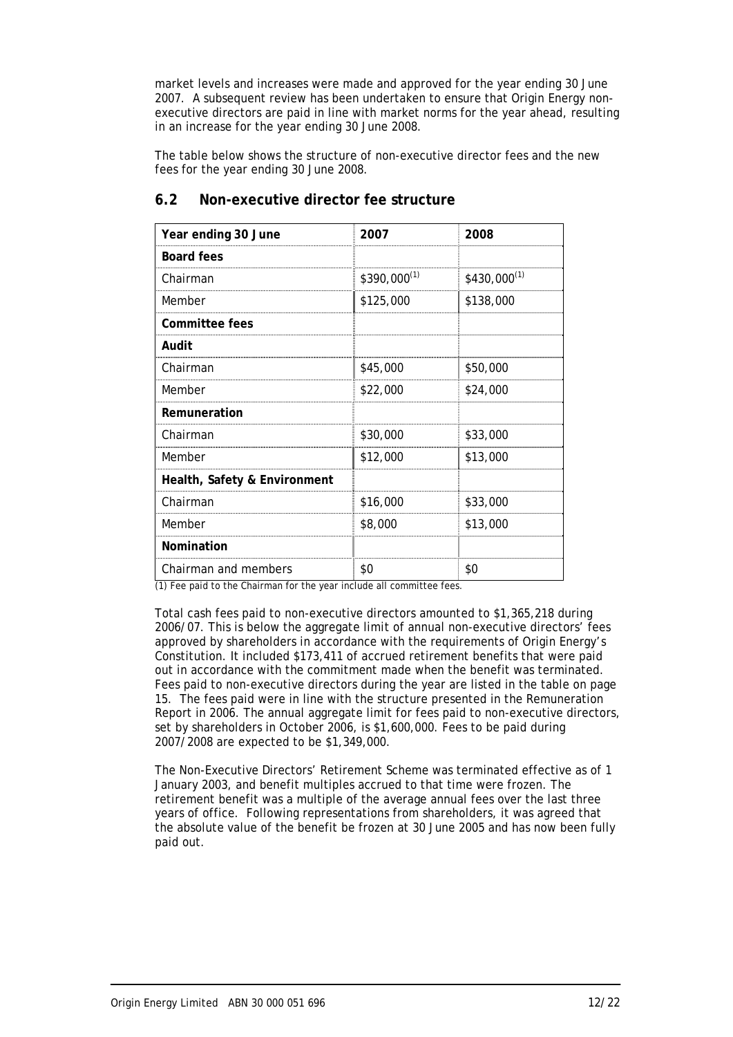market levels and increases were made and approved for the year ending 30 June 2007. A subsequent review has been undertaken to ensure that Origin Energy non-executive directors are paid in line with market norms for the year ahead, resulting in an increase for the year ending 30 June 2008.

The table below shows the structure of non-executive director fees and the new fees for the year ending 30 June 2008.

## 6.2 Non-executive director fee structure

| Year ending 30 June | 2007 | 2008 |
|---|---|---|
| **Board fees** | | |
| Chairman | $390,000[(1)] | $430,000[(1)] |
| Member | $125,000 | $138,000 |
| **Committee fees** | | |
| **Audit** | | |
| Chairman | $45,000 | $50,000 |
| Member | $22,000 | $24,000 |
| **Remuneration** | | |
| Chairman | $30,000 | $33,000 |
| Member | $12,000 | $13,000 |
| **Health, Safety & Environment** | | |
| Chairman | $16,000 | $33,000 |
| Member | $8,000 | $13,000 |
| **Nomination** | | |
| Chairman and members | $0 | $0 |

(1) Fee paid to the Chairman for the year include all committee fees.

Total cash fees paid to non-executive directors amounted to $1,365,218 during 2006/07. This is below the aggregate limit of annual non-executive directors' fees approved by shareholders in accordance with the requirements of Origin Energy's Constitution. It included $173,411 of accrued retirement benefits that were paid out in accordance with the commitment made when the benefit was terminated. Fees paid to non-executive directors during the year are listed in the table on page 15. The fees paid were in line with the structure presented in the Remuneration Report in 2006. The annual aggregate limit for fees paid to non-executive directors, set by shareholders in October 2006, is $1,600,000. Fees to be paid during 2007/2008 are expected to be $1,349,000.

The Non-Executive Directors' Retirement Scheme was terminated effective as of 1 January 2003, and benefit multiples accrued to that time were frozen. The retirement benefit was a multiple of the average annual fees over the last three years of office. Following representations from shareholders, it was agreed that the absolute value of the benefit be frozen at 30 June 2005 and has now been fully paid out.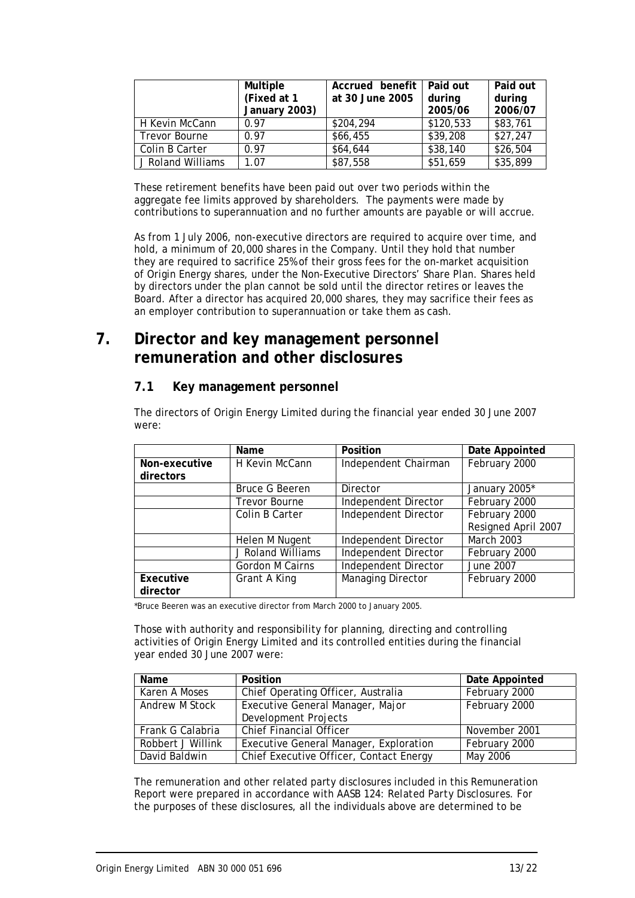| | Multiple (Fixed at 1 January 2003) | Accrued benefit at 30 June 2005 | Paid out during 2005/06 | Paid out during 2006/07 |
|---|---|---|---|---|
| H Kevin McCann | 0.97 | $204,294 | $120,533 | $83,761 |
| Trevor Bourne | 0.97 | $66,455 | $39,208 | $27,247 |
| Colin B Carter | 0.97 | $64,644 | $38,140 | $26,504 |
| J Roland Williams | 1.07 | $87,558 | $51,659 | $35,899 |

These retirement benefits have been paid out over two periods within the aggregate fee limits approved by shareholders. The payments were made by contributions to superannuation and no further amounts are payable or will accrue.

As from 1 July 2006, non-executive directors are required to acquire over time, and hold, a minimum of 20,000 shares in the Company. Until they hold that number they are required to sacrifice 25% of their gross fees for the on-market acquisition of Origin Energy shares, under the Non-Executive Directors' Share Plan. Shares held by directors under the plan cannot be sold until the director retires or leaves the Board. After a director has acquired 20,000 shares, they may sacrifice their fees as an employer contribution to superannuation or take them as cash.

# 7. Director and key management personnel remuneration and other disclosures

## 7.1 Key management personnel

The directors of Origin Energy Limited during the financial year ended 30 June 2007 were:

| | Name | Position | Date Appointed |
|---|---|---|---|
| **Non-executive directors** | H Kevin McCann | Independent Chairman | February 2000 |
| | Bruce G Beeren | Director | January 2005* |
| | Trevor Bourne | Independent Director | February 2000 |
| | Colin B Carter | Independent Director | February 2000 Resigned April 2007 |
| | Helen M Nugent | Independent Director | March 2003 |
| | J Roland Williams | Independent Director | February 2000 |
| | Gordon M Cairns | Independent Director | June 2007 |
| **Executive director** | Grant A King | Managing Director | February 2000 |

*Bruce Beeren was an executive director from March 2000 to January 2005.

Those with authority and responsibility for planning, directing and controlling activities of Origin Energy Limited and its controlled entities during the financial year ended 30 June 2007 were:

| Name | Position | Date Appointed |
|---|---|---|
| Karen A Moses | Chief Operating Officer, Australia | February 2000 |
| Andrew M Stock | Executive General Manager, Major Development Projects | February 2000 |
| Frank G Calabria | Chief Financial Officer | November 2001 |
| Robbert J Willink | Executive General Manager, Exploration | February 2000 |
| David Baldwin | Chief Executive Officer, Contact Energy | May 2006 |

The remuneration and other related party disclosures included in this Remuneration Report were prepared in accordance with AASB 124: *Related Party Disclosures*. For the purposes of these disclosures, all the individuals above are determined to be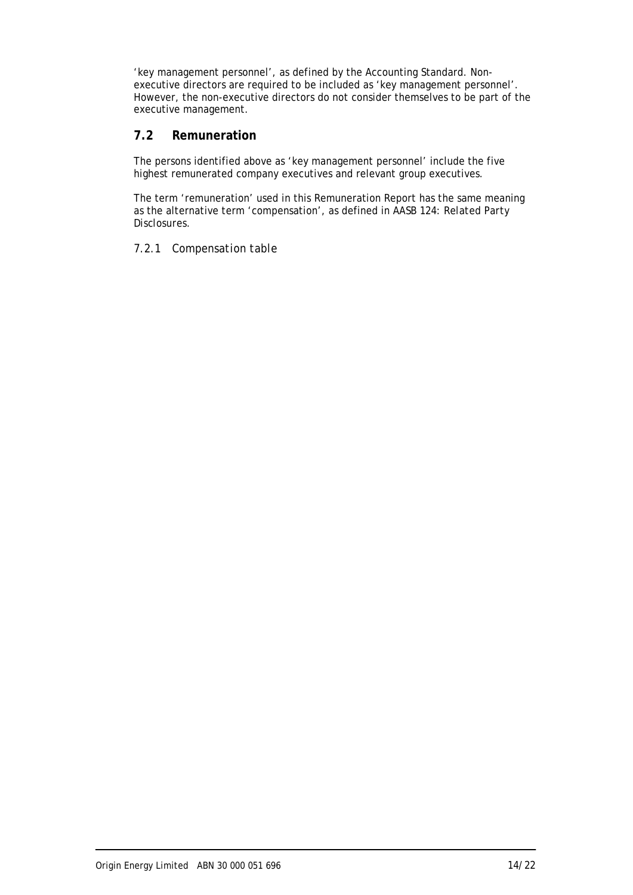‘key management personnel’, as defined by the Accounting Standard. Non-executive directors are required to be included as ‘key management personnel’. However, the non-executive directors do not consider themselves to be part of the executive management.

## 7.2 Remuneration

The persons identified above as ‘key management personnel’ include the five highest remunerated company executives and relevant group executives.

The term ‘remuneration’ used in this Remuneration Report has the same meaning as the alternative term ‘compensation’, as defined in AASB 124: Related Party Disclosures.

### *7.2.1 Compensation table*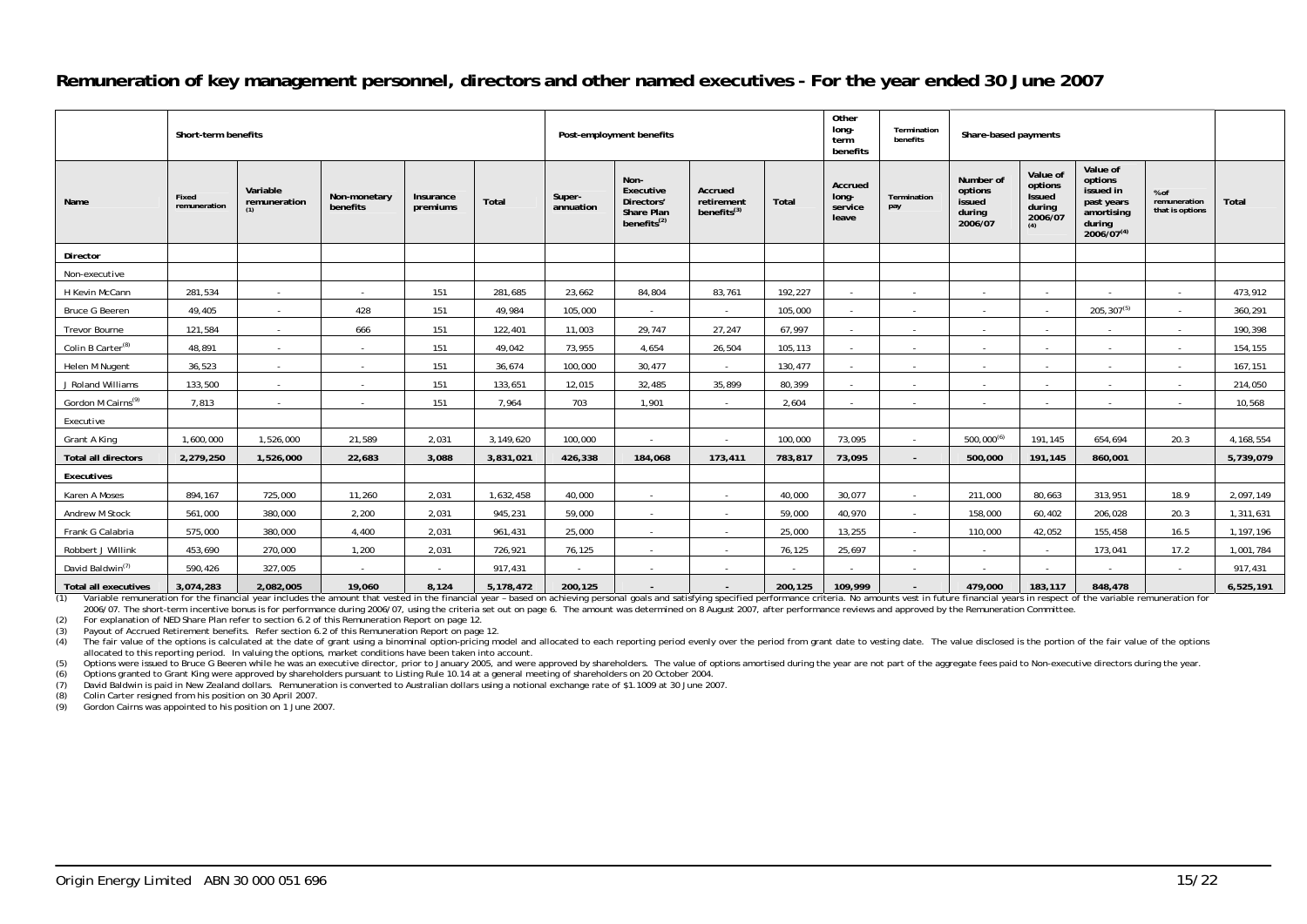## Remuneration of key management personnel, directors and other named executives - For the year ended 30 June 2007

| | Short-term benefits | | | | | Post-employment benefits | | | | Other long-term benefits | Termination benefits | Share-based payments | | | | |
|---|---|---|---|---|---|---|---|---|---|---|---|---|---|---|---|---|
| **Name** | Fixed remuneration | Variable remuneration (1) | Non-monetary benefits | Insurance premiums | Total | Super-annuation | Non-Executive Directors' Share Plan benefits(2) | Accrued retirement benefits(3) | Total | Accrued long-service leave | Termination pay | Number of options issued during 2006/07 | Value of options issued during 2006/07 (4) | Value of options issued in past years amortising during 2006/07(4) | % of remuneration that is options | Total |
| **Director** | | | | | | | | | | | | | | | | |
| Non-executive | | | | | | | | | | | | | | | | |
| H Kevin McCann | 281,534 | - | - | 151 | 281,685 | 23,662 | 84,804 | 83,761 | 192,227 | - | - | - | - | - | - | 473,912 |
| Bruce G Beeren | 49,405 | - | 428 | 151 | 49,984 | 105,000 | - | - | 105,000 | - | - | - | - | 205,307(5) | - | 360,291 |
| Trevor Bourne | 121,584 | - | 666 | 151 | 122,401 | 11,003 | 29,747 | 27,247 | 67,997 | - | - | - | - | - | - | 190,398 |
| Colin B Carter(8) | 48,891 | - | - | 151 | 49,042 | 73,955 | 4,654 | 26,504 | 105,113 | - | - | - | - | - | - | 154,155 |
| Helen M Nugent | 36,523 | - | - | 151 | 36,674 | 100,000 | 30,477 | - | 130,477 | - | - | - | - | - | - | 167,151 |
| J Roland Williams | 133,500 | - | - | 151 | 133,651 | 12,015 | 32,485 | 35,899 | 80,399 | - | - | - | - | - | - | 214,050 |
| Gordon M Cairns(9) | 7,813 | - | - | 151 | 7,964 | 703 | 1,901 | - | 2,604 | - | - | - | - | - | - | 10,568 |
| Executive | | | | | | | | | | | | | | | | |
| Grant A King | 1,600,000 | 1,526,000 | 21,589 | 2,031 | 3,149,620 | 100,000 | - | - | 100,000 | 73,095 | - | 500,000(6) | 191,145 | 654,694 | 20.3 | 4,168,554 |
| **Total all directors** | **2,279,250** | **1,526,000** | **22,683** | **3,088** | **3,831,021** | **426,338** | **184,068** | **173,411** | **783,817** | **73,095** | **-** | **500,000** | **191,145** | **860,001** | | **5,739,079** |
| **Executives** | | | | | | | | | | | | | | | | |
| Karen A Moses | 894,167 | 725,000 | 11,260 | 2,031 | 1,632,458 | 40,000 | - | - | 40,000 | 30,077 | - | 211,000 | 80,663 | 313,951 | 18.9 | 2,097,149 |
| Andrew M Stock | 561,000 | 380,000 | 2,200 | 2,031 | 945,231 | 59,000 | - | - | 59,000 | 40,970 | - | 158,000 | 60,402 | 206,028 | 20.3 | 1,311,631 |
| Frank G Calabria | 575,000 | 380,000 | 4,400 | 2,031 | 961,431 | 25,000 | - | - | 25,000 | 13,255 | - | 110,000 | 42,052 | 155,458 | 16.5 | 1,197,196 |
| Robbert J Willink | 453,690 | 270,000 | 1,200 | 2,031 | 726,921 | 76,125 | - | - | 76,125 | 25,697 | - | - | - | 173,041 | 17.2 | 1,001,784 |
| David Baldwin(7) | 590,426 | 327,005 | - | - | 917,431 | - | - | - | - | - | - | - | - | - | - | 917,431 |
| **Total all executives** | **3,074,283** | **2,082,005** | **19,060** | **8,124** | **5,178,472** | **200,125** | **-** | **-** | **200,125** | **109,999** | **-** | **479,000** | **183,117** | **848,478** | | **6,525,191** |

(1) Variable remuneration for the financial year includes the amount that vested in the financial year – based on achieving personal goals and satisfying specified performance criteria. No amounts vest in future financial years in respect of the variable remuneration for 2006/07. The short-term incentive bonus is for performance during 2006/07, using the criteria set out on page 6. The amount was determined on 8 August 2007, after performance reviews and approved by the Remuneration Committee.

(2) For explanation of NED Share Plan refer to section 6.2 of this Remuneration Report on page 12.

(3) Payout of Accrued Retirement benefits. Refer section 6.2 of this Remuneration Report on page 12.

(4) The fair value of the options is calculated at the date of grant using a binominal option-pricing model and allocated to each reporting period evenly over the period from grant date to vesting date. The value disclosed is the portion of the fair value of the options allocated to this reporting period. In valuing the options, market conditions have been taken into account.

(5) Options were issued to Bruce G Beeren while he was an executive director, prior to January 2005, and were approved by shareholders. The value of options amortised during the year are not part of the aggregate fees paid to Non-executive directors during the year.

(6) Options granted to Grant King were approved by shareholders pursuant to Listing Rule 10.14 at a general meeting of shareholders on 20 October 2004.

(7) David Baldwin is paid in New Zealand dollars. Remuneration is converted to Australian dollars using a notional exchange rate of $1.1009 at 30 June 2007.

(8) Colin Carter resigned from his position on 30 April 2007.

(9) Gordon Cairns was appointed to his position on 1 June 2007.

Origin Energy Limited ABN 30 000 051 696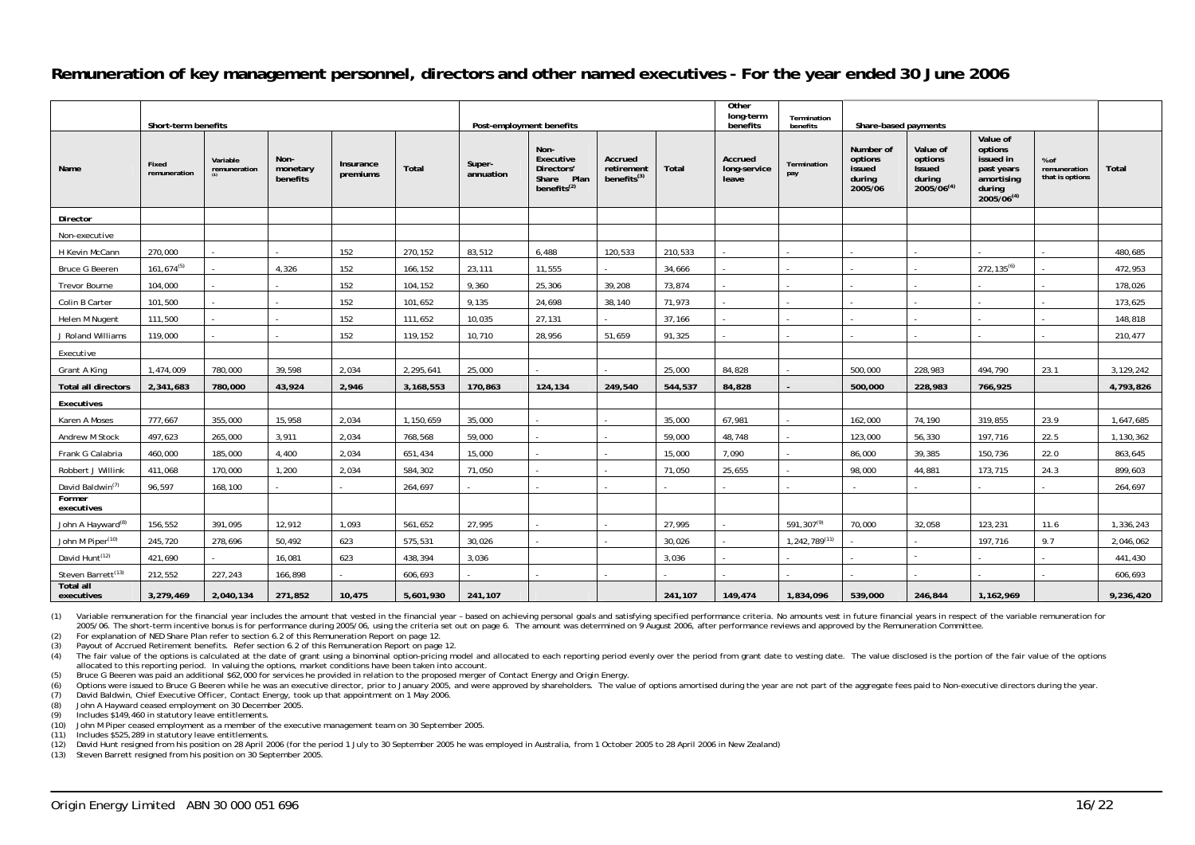## Remuneration of key management personnel, directors and other named executives - For the year ended 30 June 2006

| | Short-term benefits | | | | | Post-employment benefits | | | | Other long-term benefits | Termination benefits | Share-based payments | | | | |
|---|---|---|---|---|---|---|---|---|---|---|---|---|---|---|---|---|
| Name | Fixed remuneration | Variable remuneration (1) | Non-monetary benefits | Insurance premiums | Total | Super-annuation | Non-Executive Directors' Share Plan benefits(2) | Accrued retirement benefits(3) | Total | Accrued long-service leave | Termination pay | Number of options issued during 2005/06 | Value of options issued during 2005/06(4) | Value of options issued in past years amortising during 2005/06(4) | % of remuneration that is options | Total |
| **Director** | | | | | | | | | | | | | | | | |
| Non-executive | | | | | | | | | | | | | | | | |
| H Kevin McCann | 270,000 | - | - | 152 | 270,152 | 83,512 | 6,488 | 120,533 | 210,533 | - | - | - | - | - | - | 480,685 |
| Bruce G Beeren | 161,674(5) | - | 4,326 | 152 | 166,152 | 23,111 | 11,555 | - | 34,666 | - | - | - | - | 272,135(6) | - | 472,953 |
| Trevor Bourne | 104,000 | - | - | 152 | 104,152 | 9,360 | 25,306 | 39,208 | 73,874 | - | - | - | - | - | - | 178,026 |
| Colin B Carter | 101,500 | - | - | 152 | 101,652 | 9,135 | 24,698 | 38,140 | 71,973 | - | - | - | - | - | - | 173,625 |
| Helen M Nugent | 111,500 | - | - | 152 | 111,652 | 10,035 | 27,131 | - | 37,166 | - | - | - | - | - | - | 148,818 |
| J Roland Williams | 119,000 | - | - | 152 | 119,152 | 10,710 | 28,956 | 51,659 | 91,325 | - | - | - | - | - | - | 210,477 |
| Executive | | | | | | | | | | | | | | | | |
| Grant A King | 1,474,009 | 780,000 | 39,598 | 2,034 | 2,295,641 | 25,000 | - | - | 25,000 | 84,828 | - | 500,000 | 228,983 | 494,790 | 23.1 | 3,129,242 |
| **Total all directors** | **2,341,683** | **780,000** | **43,924** | **2,946** | **3,168,553** | **170,863** | **124,134** | **249,540** | **544,537** | **84,828** | **-** | **500,000** | **228,983** | **766,925** | | **4,793,826** |
| **Executives** | | | | | | | | | | | | | | | | |
| Karen A Moses | 777,667 | 355,000 | 15,958 | 2,034 | 1,150,659 | 35,000 | - | - | 35,000 | 67,981 | - | 162,000 | 74,190 | 319,855 | 23.9 | 1,647,685 |
| Andrew M Stock | 497,623 | 265,000 | 3,911 | 2,034 | 768,568 | 59,000 | - | - | 59,000 | 48,748 | - | 123,000 | 56,330 | 197,716 | 22.5 | 1,130,362 |
| Frank G Calabria | 460,000 | 185,000 | 4,400 | 2,034 | 651,434 | 15,000 | - | - | 15,000 | 7,090 | - | 86,000 | 39,385 | 150,736 | 22.0 | 863,645 |
| Robbert J Willink | 411,068 | 170,000 | 1,200 | 2,034 | 584,302 | 71,050 | - | - | 71,050 | 25,655 | - | 98,000 | 44,881 | 173,715 | 24.3 | 899,603 |
| David Baldwin(7) | 96,597 | 168,100 | - | - | 264,697 | - | - | - | - | - | - | - | - | - | - | 264,697 |
| **Former executives** | | | | | | | | | | | | | | | | |
| John A Hayward(8) | 156,552 | 391,095 | 12,912 | 1,093 | 561,652 | 27,995 | - | - | 27,995 | - | 591,307(9) | 70,000 | 32,058 | 123,231 | 11.6 | 1,336,243 |
| John M Piper(10) | 245,720 | 278,696 | 50,492 | 623 | 575,531 | 30,026 | - | - | 30,026 | - | 1,242,789(11) | - | - | 197,716 | 9.7 | 2,046,062 |
| David Hunt(12) | 421,690 | - | 16,081 | 623 | 438,394 | 3,036 | | | 3,036 | - | - | - | - | - | - | 441,430 |
| Steven Barrett(13) | 212,552 | 227,243 | 166,898 | - | 606,693 | - | - | - | - | - | - | - | - | - | - | 606,693 |
| **Total all executives** | **3,279,469** | **2,040,134** | **271,852** | **10,475** | **5,601,930** | **241,107** | | | **241,107** | **149,474** | **1,834,096** | **539,000** | **246,844** | **1,162,969** | | **9,236,420** |

(1) Variable remuneration for the financial year includes the amount that vested in the financial year – based on achieving personal goals and satisfying specified performance criteria. No amounts vest in future financial years in respect of the variable remuneration for 2005/06. The short-term incentive bonus is for performance during 2005/06, using the criteria set out on page 6. The amount was determined on 9 August 2006, after performance reviews and approved by the Remuneration Committee.
(2) For explanation of NED Share Plan refer to section 6.2 of this Remuneration Report on page 12.
(3) Payout of Accrued Retirement benefits. Refer section 6.2 of this Remuneration Report on page 12.
(4) The fair value of the options is calculated at the date of grant using a binominal option-pricing model and allocated to each reporting period evenly over the period from grant date to vesting date. The value disclosed is the portion of the fair value of the options allocated to this reporting period. In valuing the options, market conditions have been taken into account.
(5) Bruce G Beeren was paid an additional $62,000 for services he provided in relation to the proposed merger of Contact Energy and Origin Energy.
(6) Options were issued to Bruce G Beeren while he was an executive director, prior to January 2005, and were approved by shareholders. The value of options amortised during the year are not part of the aggregate fees paid to Non-executive directors during the year.
(7) David Baldwin, Chief Executive Officer, Contact Energy, took up that appointment on 1 May 2006.
(8) John A Hayward ceased employment on 30 December 2005.
(9) Includes $149,460 in statutory leave entitlements.
(10) John M Piper ceased employment as a member of the executive management team on 30 September 2005.
(11) Includes $525,289 in statutory leave entitlements.
(12) David Hunt resigned from his position on 28 April 2006 (for the period 1 July to 30 September 2005 he was employed in Australia, from 1 October 2005 to 28 April 2006 in New Zealand)
(13) Steven Barrett resigned from his position on 30 September 2005.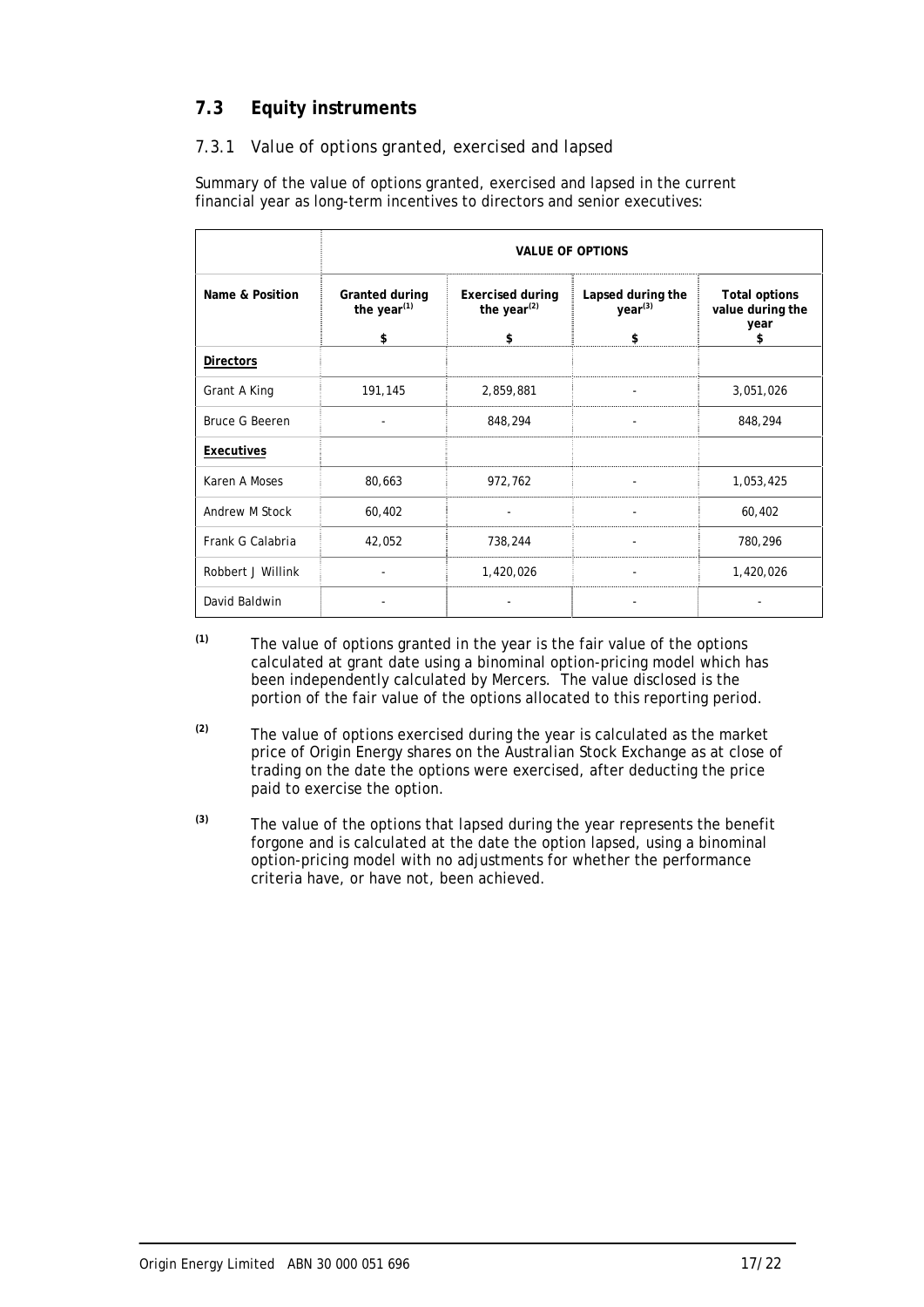## 7.3 Equity instruments

### *7.3.1 Value of options granted, exercised and lapsed*

Summary of the value of options granted, exercised and lapsed in the current financial year as long-term incentives to directors and senior executives:

| | VALUE OF OPTIONS | | | |
|---|---|---|---|---|
| **Name & Position** | **Granted during the year[(1)]** **\$** | **Exercised during the year[(2)]** **\$** | **Lapsed during the year[(3)]** **\$** | **Total options value during the year** **\$** |
| **Directors** | | | | |
| Grant A King | 191,145 | 2,859,881 | - | 3,051,026 |
| Bruce G Beeren | - | 848,294 | - | 848,294 |
| **Executives** | | | | |
| Karen A Moses | 80,663 | 972,762 | - | 1,053,425 |
| Andrew M Stock | 60,402 | - | - | 60,402 |
| Frank G Calabria | 42,052 | 738,244 | - | 780,296 |
| Robbert J Willink | - | 1,420,026 | - | 1,420,026 |
| David Baldwin | - | - | - | - |

**(1)** The value of options granted in the year is the fair value of the options calculated at grant date using a binominal option-pricing model which has been independently calculated by Mercers. The value disclosed is the portion of the fair value of the options allocated to this reporting period.

**(2)** The value of options exercised during the year is calculated as the market price of Origin Energy shares on the Australian Stock Exchange as at close of trading on the date the options were exercised, after deducting the price paid to exercise the option.

**(3)** The value of the options that lapsed during the year represents the benefit forgone and is calculated at the date the option lapsed, using a binominal option-pricing model with no adjustments for whether the performance criteria have, or have not, been achieved.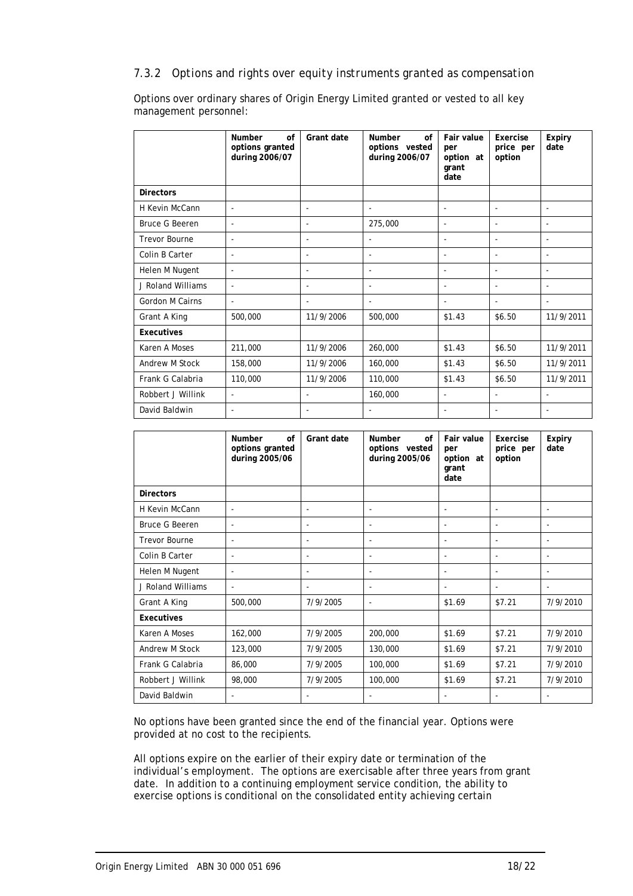### 7.3.2 Options and rights over equity instruments granted as compensation

Options over ordinary shares of Origin Energy Limited granted or vested to all key management personnel:

| | Number of options granted during 2006/07 | Grant date | Number of options vested during 2006/07 | Fair value per option at grant date | Exercise price per option | Expiry date |
|---|---|---|---|---|---|---|
| **Directors** | | | | | | |
| H Kevin McCann | - | - | - | - | - | - |
| Bruce G Beeren | - | - | 275,000 | - | - | - |
| Trevor Bourne | - | - | - | - | - | - |
| Colin B Carter | - | - | - | - | - | - |
| Helen M Nugent | - | - | - | - | - | - |
| J Roland Williams | - | - | - | - | - | - |
| Gordon M Cairns | - | - | - | - | - | - |
| Grant A King | 500,000 | 11/9/2006 | 500,000 | \$1.43 | \$6.50 | 11/9/2011 |
| **Executives** | | | | | | |
| Karen A Moses | 211,000 | 11/9/2006 | 260,000 | \$1.43 | \$6.50 | 11/9/2011 |
| Andrew M Stock | 158,000 | 11/9/2006 | 160,000 | \$1.43 | \$6.50 | 11/9/2011 |
| Frank G Calabria | 110,000 | 11/9/2006 | 110,000 | \$1.43 | \$6.50 | 11/9/2011 |
| Robbert J Willink | - | - | 160,000 | - | - | - |
| David Baldwin | - | - | - | - | - | - |

| | Number of options granted during 2005/06 | Grant date | Number of options vested during 2005/06 | Fair value per option at grant date | Exercise price per option | Expiry date |
|---|---|---|---|---|---|---|
| **Directors** | | | | | | |
| H Kevin McCann | - | - | - | - | - | - |
| Bruce G Beeren | - | - | - | - | - | - |
| Trevor Bourne | - | - | - | - | - | - |
| Colin B Carter | - | - | - | - | - | - |
| Helen M Nugent | - | - | - | - | - | - |
| J Roland Williams | - | - | - | - | - | - |
| Grant A King | 500,000 | 7/9/2005 | - | \$1.69 | \$7.21 | 7/9/2010 |
| **Executives** | | | | | | |
| Karen A Moses | 162,000 | 7/9/2005 | 200,000 | \$1.69 | \$7.21 | 7/9/2010 |
| Andrew M Stock | 123,000 | 7/9/2005 | 130,000 | \$1.69 | \$7.21 | 7/9/2010 |
| Frank G Calabria | 86,000 | 7/9/2005 | 100,000 | \$1.69 | \$7.21 | 7/9/2010 |
| Robbert J Willink | 98,000 | 7/9/2005 | 100,000 | \$1.69 | \$7.21 | 7/9/2010 |
| David Baldwin | - | - | - | - | - | - |

No options have been granted since the end of the financial year. Options were provided at no cost to the recipients.

All options expire on the earlier of their expiry date or termination of the individual's employment. The options are exercisable after three years from grant date. In addition to a continuing employment service condition, the ability to exercise options is conditional on the consolidated entity achieving certain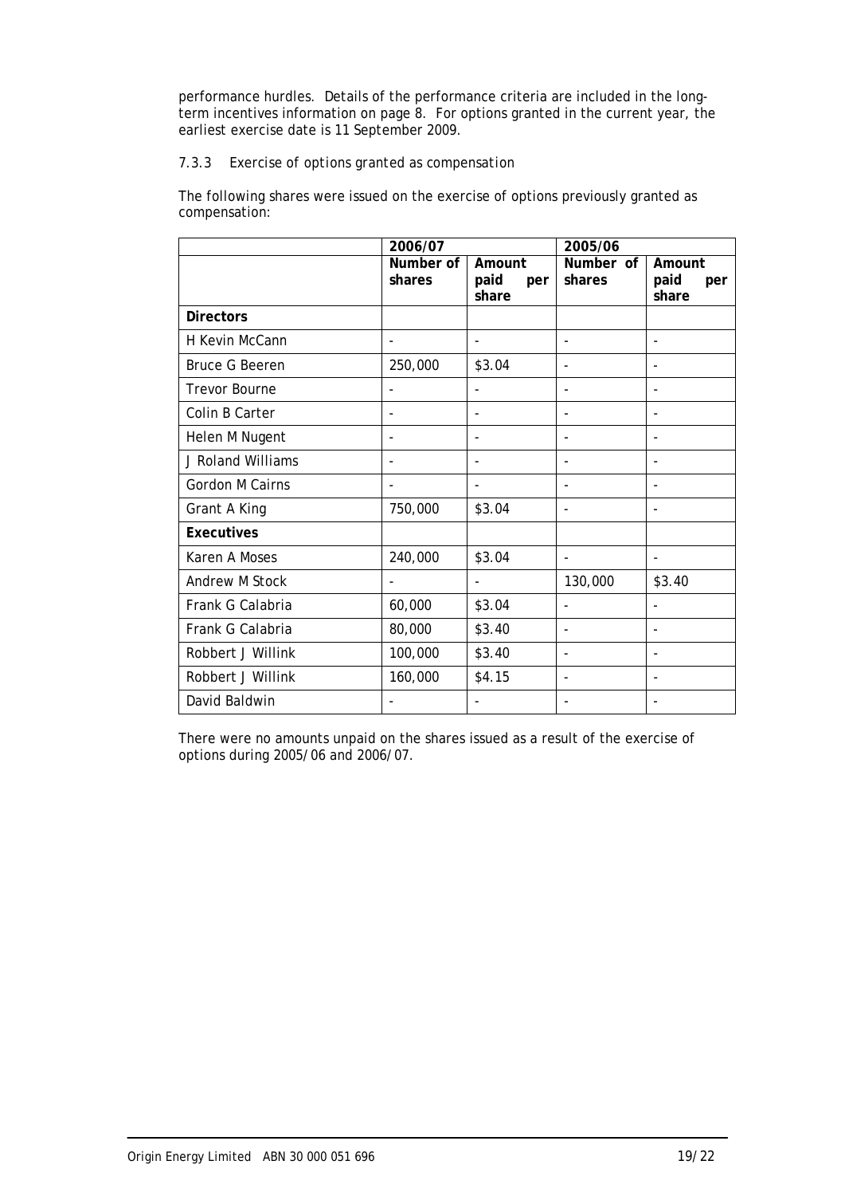performance hurdles. Details of the performance criteria are included in the long-term incentives information on page 8. For options granted in the current year, the earliest exercise date is 11 September 2009.

### *7.3.3 Exercise of options granted as compensation*

The following shares were issued on the exercise of options previously granted as compensation:

| | 2006/07 | | 2005/06 | |
|---|---|---|---|---|
| | **Number of shares** | **Amount paid per share** | **Number of shares** | **Amount paid per share** |
| **Directors** | | | | |
| H Kevin McCann | - | - | - | - |
| Bruce G Beeren | 250,000 | \$3.04 | - | - |
| Trevor Bourne | - | - | - | - |
| Colin B Carter | - | - | - | - |
| Helen M Nugent | - | - | - | - |
| J Roland Williams | - | - | - | - |
| Gordon M Cairns | - | - | - | - |
| Grant A King | 750,000 | \$3.04 | - | - |
| **Executives** | | | | |
| Karen A Moses | 240,000 | \$3.04 | - | - |
| Andrew M Stock | - | - | 130,000 | \$3.40 |
| Frank G Calabria | 60,000 | \$3.04 | - | - |
| Frank G Calabria | 80,000 | \$3.40 | - | - |
| Robbert J Willink | 100,000 | \$3.40 | - | - |
| Robbert J Willink | 160,000 | \$4.15 | - | - |
| David Baldwin | - | - | - | - |

There were no amounts unpaid on the shares issued as a result of the exercise of options during 2005/06 and 2006/07.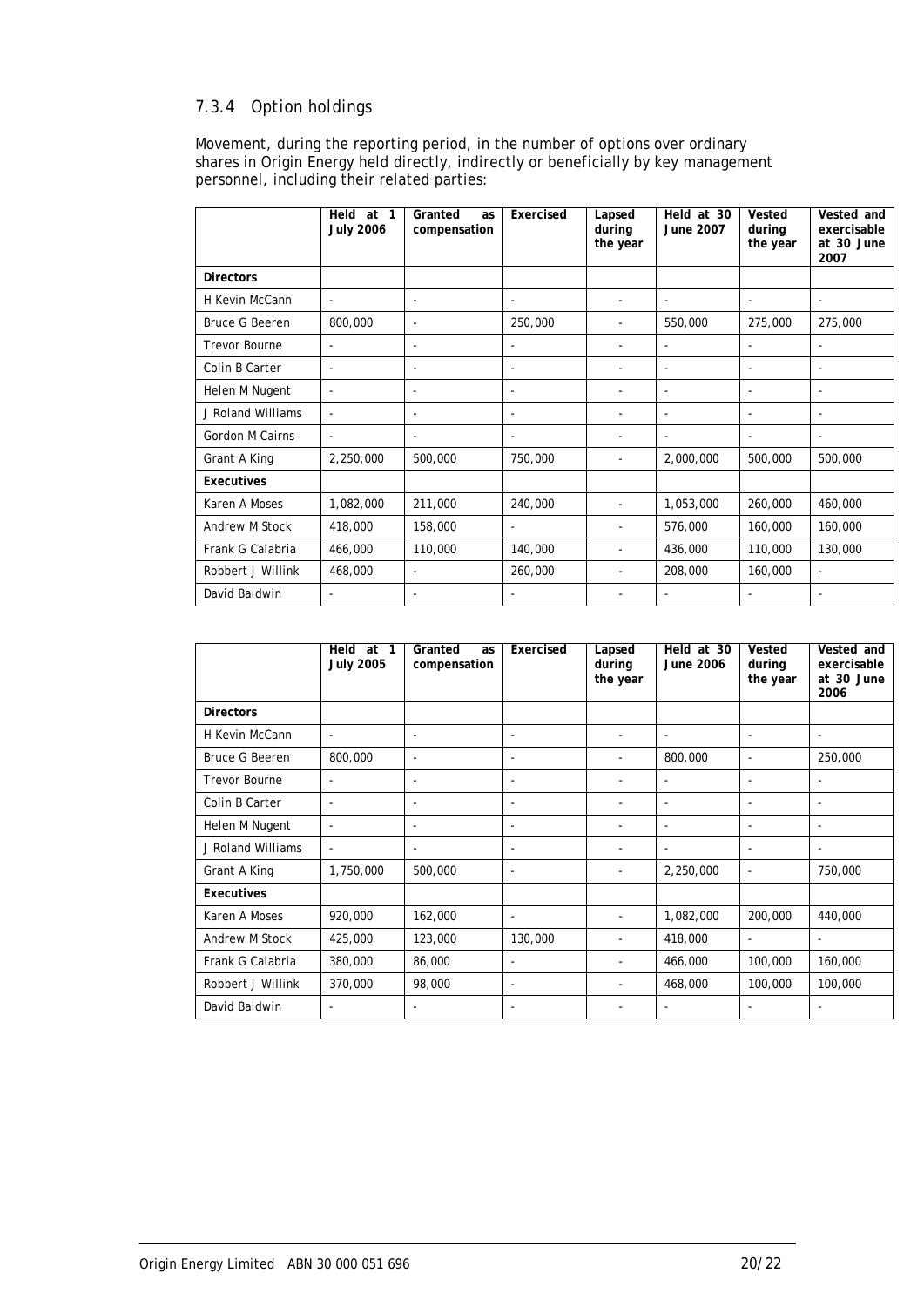### 7.3.4 Option holdings

Movement, during the reporting period, in the number of options over ordinary shares in Origin Energy held directly, indirectly or beneficially by key management personnel, including their related parties:

| | Held at 1 July 2006 | Granted as compensation | Exercised | Lapsed during the year | Held at 30 June 2007 | Vested during the year | Vested and exercisable at 30 June 2007 |
|---|---|---|---|---|---|---|---|
| **Directors** | | | | | | | |
| H Kevin McCann | - | - | - | - | - | - | - |
| Bruce G Beeren | 800,000 | - | 250,000 | - | 550,000 | 275,000 | 275,000 |
| Trevor Bourne | - | - | - | - | - | - | - |
| Colin B Carter | - | - | - | - | - | - | - |
| Helen M Nugent | - | - | - | - | - | - | - |
| J Roland Williams | - | - | - | - | - | - | - |
| Gordon M Cairns | - | - | - | - | - | - | - |
| Grant A King | 2,250,000 | 500,000 | 750,000 | - | 2,000,000 | 500,000 | 500,000 |
| **Executives** | | | | | | | |
| Karen A Moses | 1,082,000 | 211,000 | 240,000 | - | 1,053,000 | 260,000 | 460,000 |
| Andrew M Stock | 418,000 | 158,000 | - | - | 576,000 | 160,000 | 160,000 |
| Frank G Calabria | 466,000 | 110,000 | 140,000 | - | 436,000 | 110,000 | 130,000 |
| Robbert J Willink | 468,000 | - | 260,000 | - | 208,000 | 160,000 | - |
| David Baldwin | - | - | - | - | - | - | - |

| | Held at 1 July 2005 | Granted as compensation | Exercised | Lapsed during the year | Held at 30 June 2006 | Vested during the year | Vested and exercisable at 30 June 2006 |
|---|---|---|---|---|---|---|---|
| **Directors** | | | | | | | |
| H Kevin McCann | - | - | - | - | - | - | - |
| Bruce G Beeren | 800,000 | - | - | - | 800,000 | - | 250,000 |
| Trevor Bourne | - | - | - | - | - | - | - |
| Colin B Carter | - | - | - | - | - | - | - |
| Helen M Nugent | - | - | - | - | - | - | - |
| J Roland Williams | - | - | - | - | - | - | - |
| Grant A King | 1,750,000 | 500,000 | - | - | 2,250,000 | - | 750,000 |
| **Executives** | | | | | | | |
| Karen A Moses | 920,000 | 162,000 | - | - | 1,082,000 | 200,000 | 440,000 |
| Andrew M Stock | 425,000 | 123,000 | 130,000 | - | 418,000 | - | - |
| Frank G Calabria | 380,000 | 86,000 | - | - | 466,000 | 100,000 | 160,000 |
| Robbert J Willink | 370,000 | 98,000 | - | - | 468,000 | 100,000 | 100,000 |
| David Baldwin | - | - | - | - | - | - | - |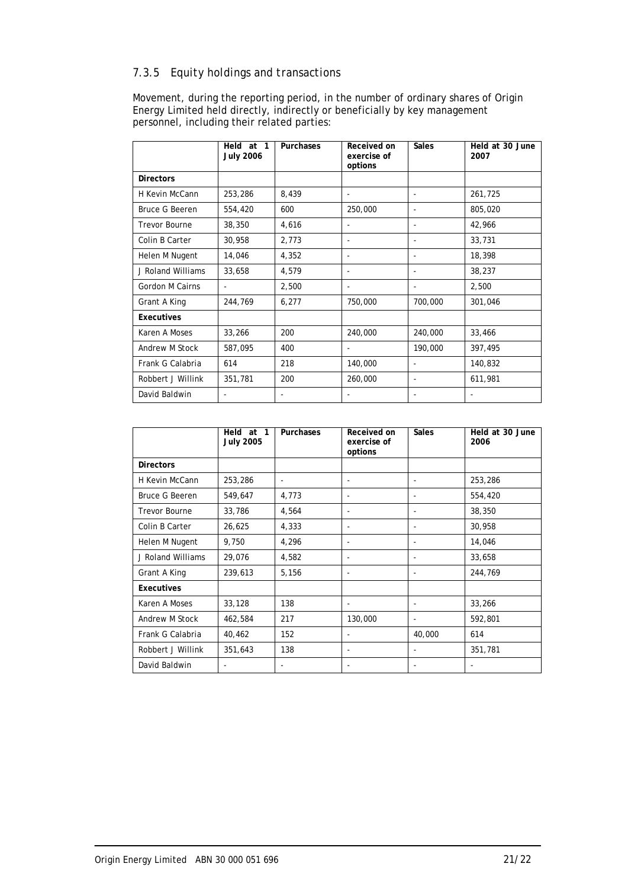### 7.3.5 Equity holdings and transactions

Movement, during the reporting period, in the number of ordinary shares of Origin Energy Limited held directly, indirectly or beneficially by key management personnel, including their related parties:

| | Held at 1 July 2006 | Purchases | Received on exercise of options | Sales | Held at 30 June 2007 |
|---|---|---|---|---|---|
| **Directors** | | | | | |
| H Kevin McCann | 253,286 | 8,439 | - | - | 261,725 |
| Bruce G Beeren | 554,420 | 600 | 250,000 | - | 805,020 |
| Trevor Bourne | 38,350 | 4,616 | - | - | 42,966 |
| Colin B Carter | 30,958 | 2,773 | - | - | 33,731 |
| Helen M Nugent | 14,046 | 4,352 | - | - | 18,398 |
| J Roland Williams | 33,658 | 4,579 | - | - | 38,237 |
| Gordon M Cairns | - | 2,500 | - | - | 2,500 |
| Grant A King | 244,769 | 6,277 | 750,000 | 700,000 | 301,046 |
| **Executives** | | | | | |
| Karen A Moses | 33,266 | 200 | 240,000 | 240,000 | 33,466 |
| Andrew M Stock | 587,095 | 400 | - | 190,000 | 397,495 |
| Frank G Calabria | 614 | 218 | 140,000 | - | 140,832 |
| Robbert J Willink | 351,781 | 200 | 260,000 | - | 611,981 |
| David Baldwin | - | - | - | - | - |

| | Held at 1 July 2005 | Purchases | Received on exercise of options | Sales | Held at 30 June 2006 |
|---|---|---|---|---|---|
| **Directors** | | | | | |
| H Kevin McCann | 253,286 | - | - | - | 253,286 |
| Bruce G Beeren | 549,647 | 4,773 | - | - | 554,420 |
| Trevor Bourne | 33,786 | 4,564 | - | - | 38,350 |
| Colin B Carter | 26,625 | 4,333 | - | - | 30,958 |
| Helen M Nugent | 9,750 | 4,296 | - | - | 14,046 |
| J Roland Williams | 29,076 | 4,582 | - | - | 33,658 |
| Grant A King | 239,613 | 5,156 | - | - | 244,769 |
| **Executives** | | | | | |
| Karen A Moses | 33,128 | 138 | - | - | 33,266 |
| Andrew M Stock | 462,584 | 217 | 130,000 | - | 592,801 |
| Frank G Calabria | 40,462 | 152 | - | 40,000 | 614 |
| Robbert J Willink | 351,643 | 138 | - | - | 351,781 |
| David Baldwin | - | - | - | - | - |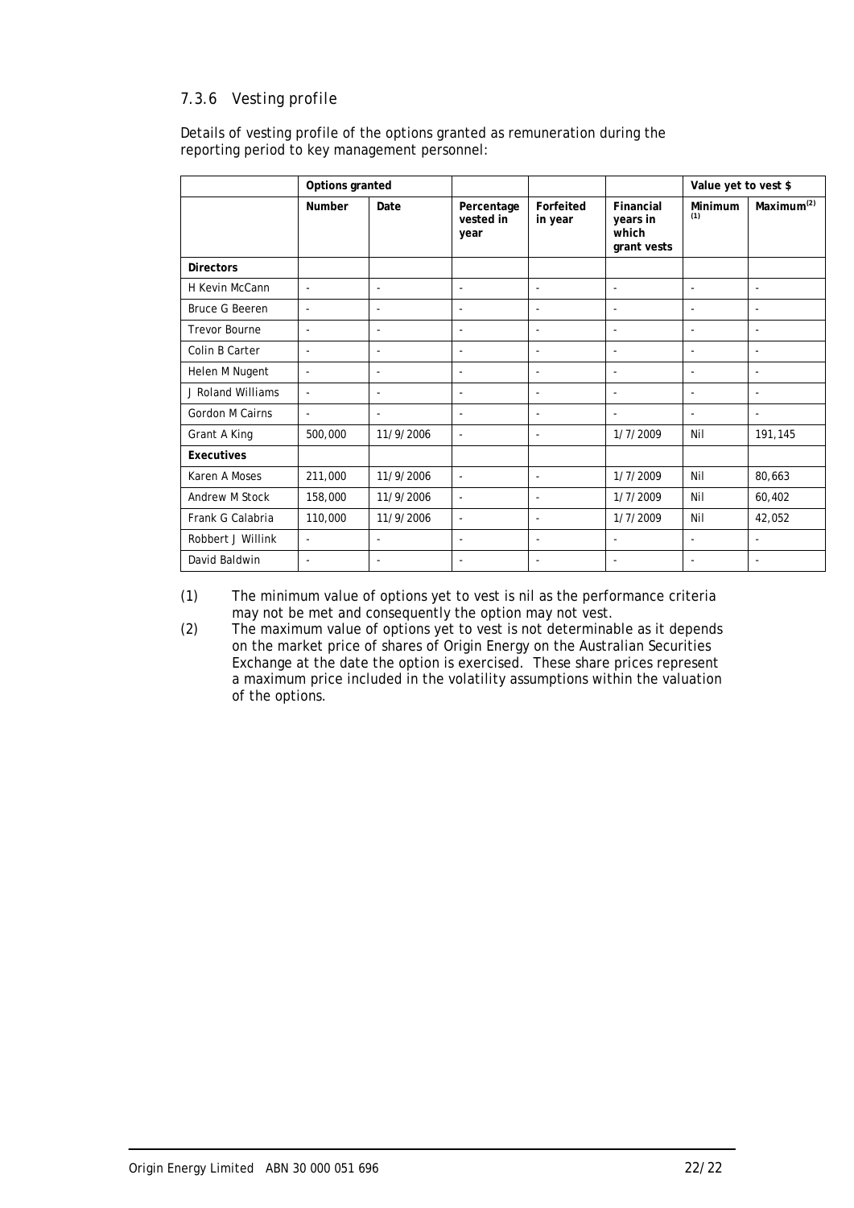### 7.3.6 Vesting profile

Details of vesting profile of the options granted as remuneration during the reporting period to key management personnel:

| | Options granted | | | | | Value yet to vest $ | |
|---|---|---|---|---|---|---|---|
| | Number | Date | Percentage vested in year | Forfeited in year | Financial years in which grant vests | Minimum (1) | Maximum(2) |
| **Directors** | | | | | | | |
| H Kevin McCann | - | - | - | - | - | - | - |
| Bruce G Beeren | - | - | - | - | - | - | - |
| Trevor Bourne | - | - | - | - | - | - | - |
| Colin B Carter | - | - | - | - | - | - | - |
| Helen M Nugent | - | - | - | - | - | - | - |
| J Roland Williams | - | - | - | - | - | - | - |
| Gordon M Cairns | - | - | - | - | - | - | - |
| Grant A King | 500,000 | 11/9/2006 | - | - | 1/7/2009 | Nil | 191,145 |
| **Executives** | | | | | | | |
| Karen A Moses | 211,000 | 11/9/2006 | - | - | 1/7/2009 | Nil | 80,663 |
| Andrew M Stock | 158,000 | 11/9/2006 | - | - | 1/7/2009 | Nil | 60,402 |
| Frank G Calabria | 110,000 | 11/9/2006 | - | - | 1/7/2009 | Nil | 42,052 |
| Robbert J Willink | - | - | - | - | - | - | - |
| David Baldwin | - | - | - | - | - | - | - |

(1) The minimum value of options yet to vest is nil as the performance criteria may not be met and consequently the option may not vest.

(2) The maximum value of options yet to vest is not determinable as it depends on the market price of shares of Origin Energy on the Australian Securities Exchange at the date the option is exercised. These share prices represent a maximum price included in the volatility assumptions within the valuation of the options.